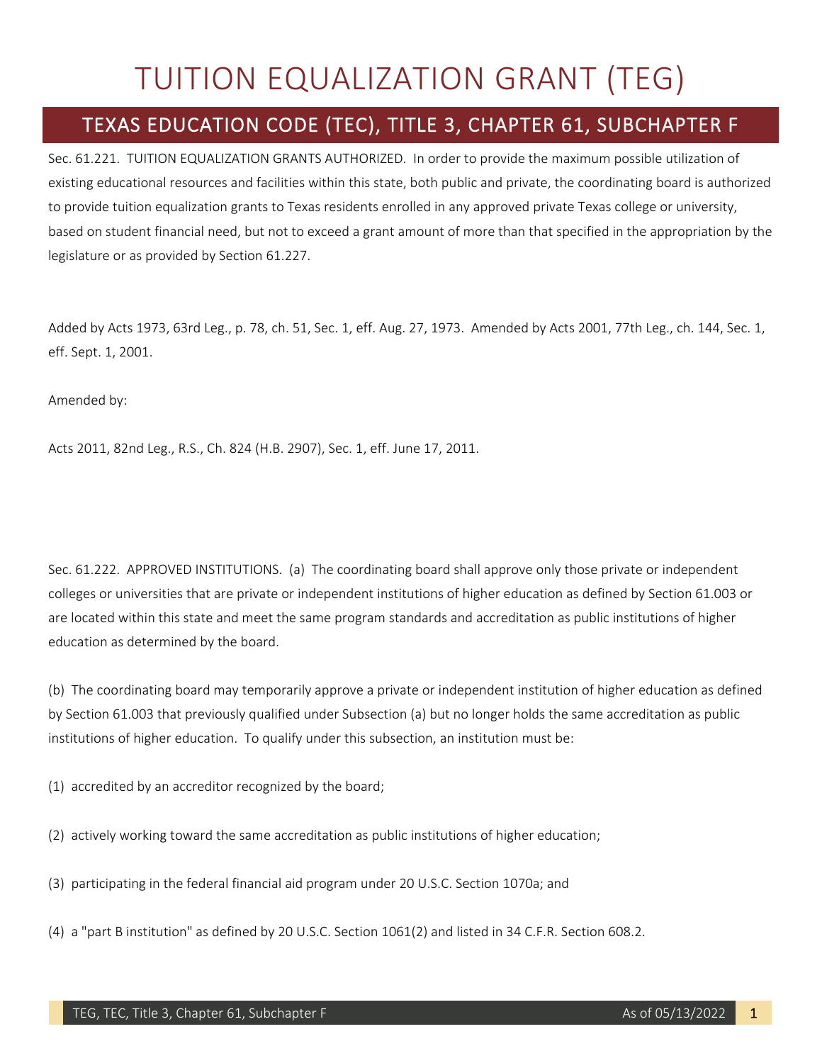# TUITION EQUALIZATION GRANT (TEG)

## TEXAS EDUCATION CODE (TEC), TITLE 3, CHAPTER 61, SUBCHAPTER F

Sec. 61.221. TUITION EQUALIZATION GRANTS AUTHORIZED. In order to provide the maximum possible utilization of existing educational resources and facilities within this state, both public and private, the coordinating board is authorized to provide tuition equalization grants to Texas residents enrolled in any approved private Texas college or university, based on student financial need, but not to exceed a grant amount of more than that specified in the appropriation by the legislature or as provided by Section 61.227.

Added by Acts 1973, 63rd Leg., p. 78, ch. 51, Sec. 1, eff. Aug. 27, 1973. Amended by Acts 2001, 77th Leg., ch. 144, Sec. 1, eff. Sept. 1, 2001.

Amended by:

Acts 2011, 82nd Leg., R.S., Ch. 824 (H.B. 2907), Sec. 1, eff. June 17, 2011.

Sec. 61.222. APPROVED INSTITUTIONS. (a) The coordinating board shall approve only those private or independent colleges or universities that are private or independent institutions of higher education as defined by Section 61.003 or are located within this state and meet the same program standards and accreditation as public institutions of higher education as determined by the board.

(b) The coordinating board may temporarily approve a private or independent institution of higher education as defined by Section 61.003 that previously qualified under Subsection (a) but no longer holds the same accreditation as public institutions of higher education. To qualify under this subsection, an institution must be:

(1) accredited by an accreditor recognized by the board;

(2) actively working toward the same accreditation as public institutions of higher education;

(3) participating in the federal financial aid program under 20 U.S.C. Section 1070a; and

(4) a "part B institution" as defined by 20 U.S.C. Section 1061(2) and listed in 34 C.F.R. Section 608.2.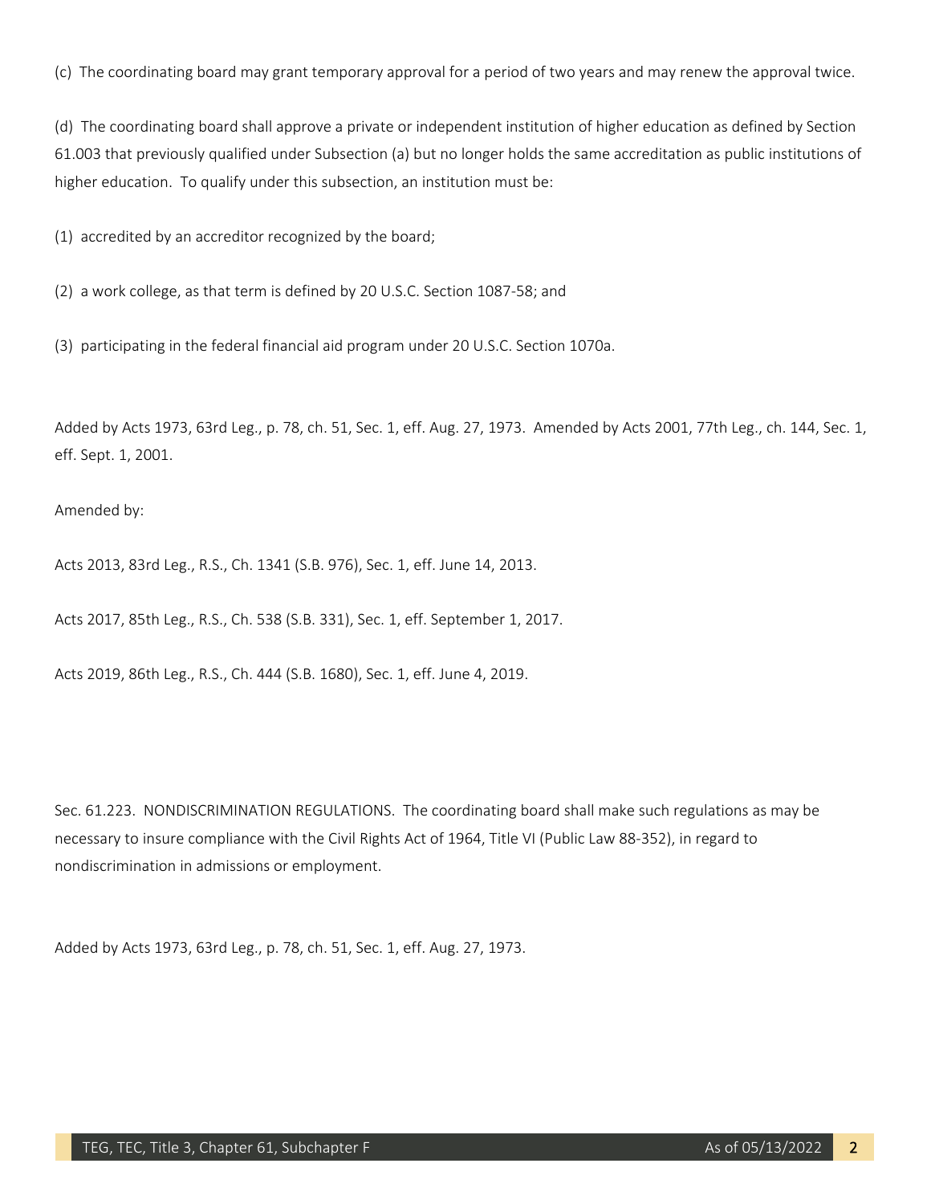(c) The coordinating board may grant temporary approval for a period of two years and may renew the approval twice.

(d) The coordinating board shall approve a private or independent institution of higher education as defined by Section 61.003 that previously qualified under Subsection (a) but no longer holds the same accreditation as public institutions of higher education. To qualify under this subsection, an institution must be:

(1) accredited by an accreditor recognized by the board;

(2) a work college, as that term is defined by 20 U.S.C. Section 1087-58; and

(3) participating in the federal financial aid program under 20 U.S.C. Section 1070a.

Added by Acts 1973, 63rd Leg., p. 78, ch. 51, Sec. 1, eff. Aug. 27, 1973. Amended by Acts 2001, 77th Leg., ch. 144, Sec. 1, eff. Sept. 1, 2001.

Amended by:

Acts 2013, 83rd Leg., R.S., Ch. 1341 (S.B. 976), Sec. 1, eff. June 14, 2013.

Acts 2017, 85th Leg., R.S., Ch. 538 (S.B. 331), Sec. 1, eff. September 1, 2017.

Acts 2019, 86th Leg., R.S., Ch. 444 (S.B. 1680), Sec. 1, eff. June 4, 2019.

Sec. 61.223. NONDISCRIMINATION REGULATIONS. The coordinating board shall make such regulations as may be necessary to insure compliance with the Civil Rights Act of 1964, Title VI (Public Law 88-352), in regard to nondiscrimination in admissions or employment.

Added by Acts 1973, 63rd Leg., p. 78, ch. 51, Sec. 1, eff. Aug. 27, 1973.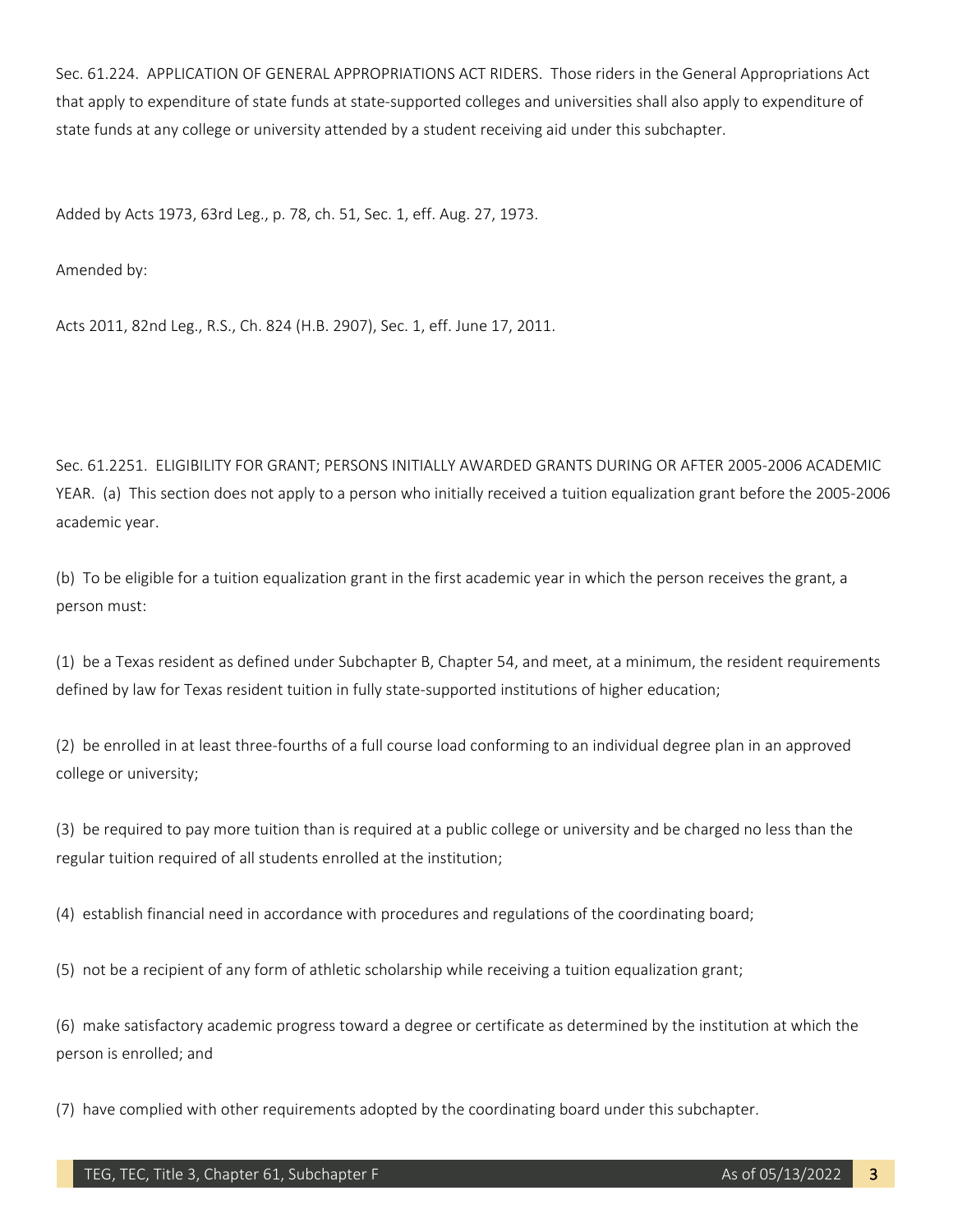Sec. 61.224. APPLICATION OF GENERAL APPROPRIATIONS ACT RIDERS. Those riders in the General Appropriations Act that apply to expenditure of state funds at state-supported colleges and universities shall also apply to expenditure of state funds at any college or university attended by a student receiving aid under this subchapter.

Added by Acts 1973, 63rd Leg., p. 78, ch. 51, Sec. 1, eff. Aug. 27, 1973.

Amended by:

Acts 2011, 82nd Leg., R.S., Ch. 824 (H.B. 2907), Sec. 1, eff. June 17, 2011.

Sec. 61.2251. ELIGIBILITY FOR GRANT; PERSONS INITIALLY AWARDED GRANTS DURING OR AFTER 2005-2006 ACADEMIC YEAR. (a) This section does not apply to a person who initially received a tuition equalization grant before the 2005-2006 academic year.

(b) To be eligible for a tuition equalization grant in the first academic year in which the person receives the grant, a person must:

(1) be a Texas resident as defined under Subchapter B, Chapter 54, and meet, at a minimum, the resident requirements defined by law for Texas resident tuition in fully state-supported institutions of higher education;

(2) be enrolled in at least three-fourths of a full course load conforming to an individual degree plan in an approved college or university;

(3) be required to pay more tuition than is required at a public college or university and be charged no less than the regular tuition required of all students enrolled at the institution;

(4) establish financial need in accordance with procedures and regulations of the coordinating board;

(5) not be a recipient of any form of athletic scholarship while receiving a tuition equalization grant;

(6) make satisfactory academic progress toward a degree or certificate as determined by the institution at which the person is enrolled; and

(7) have complied with other requirements adopted by the coordinating board under this subchapter.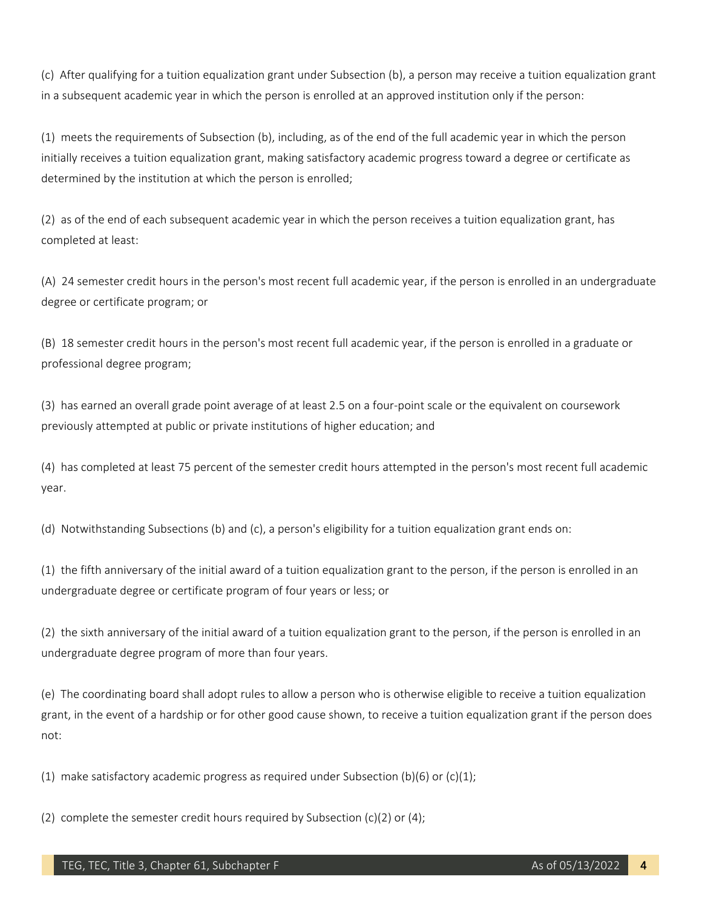(c) After qualifying for a tuition equalization grant under Subsection (b), a person may receive a tuition equalization grant in a subsequent academic year in which the person is enrolled at an approved institution only if the person:

(1) meets the requirements of Subsection (b), including, as of the end of the full academic year in which the person initially receives a tuition equalization grant, making satisfactory academic progress toward a degree or certificate as determined by the institution at which the person is enrolled;

(2) as of the end of each subsequent academic year in which the person receives a tuition equalization grant, has completed at least:

(A) 24 semester credit hours in the person's most recent full academic year, if the person is enrolled in an undergraduate degree or certificate program; or

(B) 18 semester credit hours in the person's most recent full academic year, if the person is enrolled in a graduate or professional degree program;

(3) has earned an overall grade point average of at least 2.5 on a four-point scale or the equivalent on coursework previously attempted at public or private institutions of higher education; and

(4) has completed at least 75 percent of the semester credit hours attempted in the person's most recent full academic year.

(d) Notwithstanding Subsections (b) and (c), a person's eligibility for a tuition equalization grant ends on:

(1) the fifth anniversary of the initial award of a tuition equalization grant to the person, if the person is enrolled in an undergraduate degree or certificate program of four years or less; or

(2) the sixth anniversary of the initial award of a tuition equalization grant to the person, if the person is enrolled in an undergraduate degree program of more than four years.

(e) The coordinating board shall adopt rules to allow a person who is otherwise eligible to receive a tuition equalization grant, in the event of a hardship or for other good cause shown, to receive a tuition equalization grant if the person does not:

(1) make satisfactory academic progress as required under Subsection (b)(6) or (c)(1);

(2) complete the semester credit hours required by Subsection (c)(2) or (4);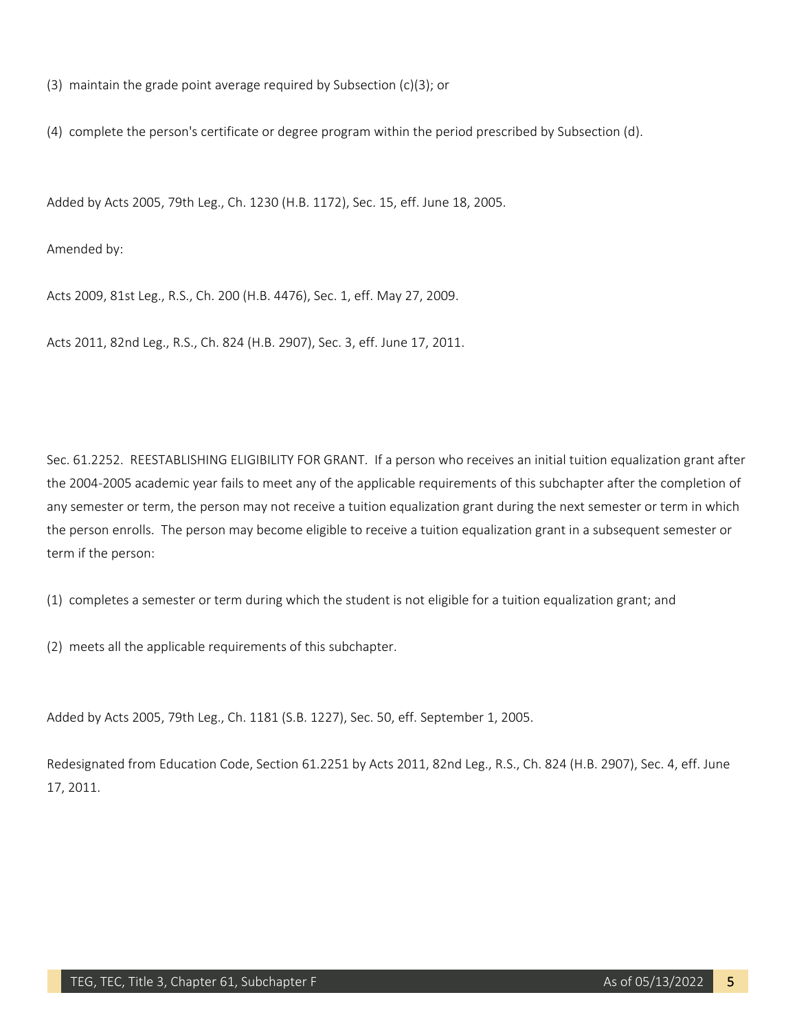(3) maintain the grade point average required by Subsection (c)(3); or

(4) complete the person's certificate or degree program within the period prescribed by Subsection (d).

Added by Acts 2005, 79th Leg., Ch. 1230 (H.B. 1172), Sec. 15, eff. June 18, 2005.

Amended by:

Acts 2009, 81st Leg., R.S., Ch. 200 (H.B. 4476), Sec. 1, eff. May 27, 2009.

Acts 2011, 82nd Leg., R.S., Ch. 824 (H.B. 2907), Sec. 3, eff. June 17, 2011.

Sec. 61.2252. REESTABLISHING ELIGIBILITY FOR GRANT. If a person who receives an initial tuition equalization grant after the 2004-2005 academic year fails to meet any of the applicable requirements of this subchapter after the completion of any semester or term, the person may not receive a tuition equalization grant during the next semester or term in which the person enrolls. The person may become eligible to receive a tuition equalization grant in a subsequent semester or term if the person:

(1) completes a semester or term during which the student is not eligible for a tuition equalization grant; and

(2) meets all the applicable requirements of this subchapter.

Added by Acts 2005, 79th Leg., Ch. 1181 (S.B. 1227), Sec. 50, eff. September 1, 2005.

Redesignated from Education Code, Section 61.2251 by Acts 2011, 82nd Leg., R.S., Ch. 824 (H.B. 2907), Sec. 4, eff. June 17, 2011.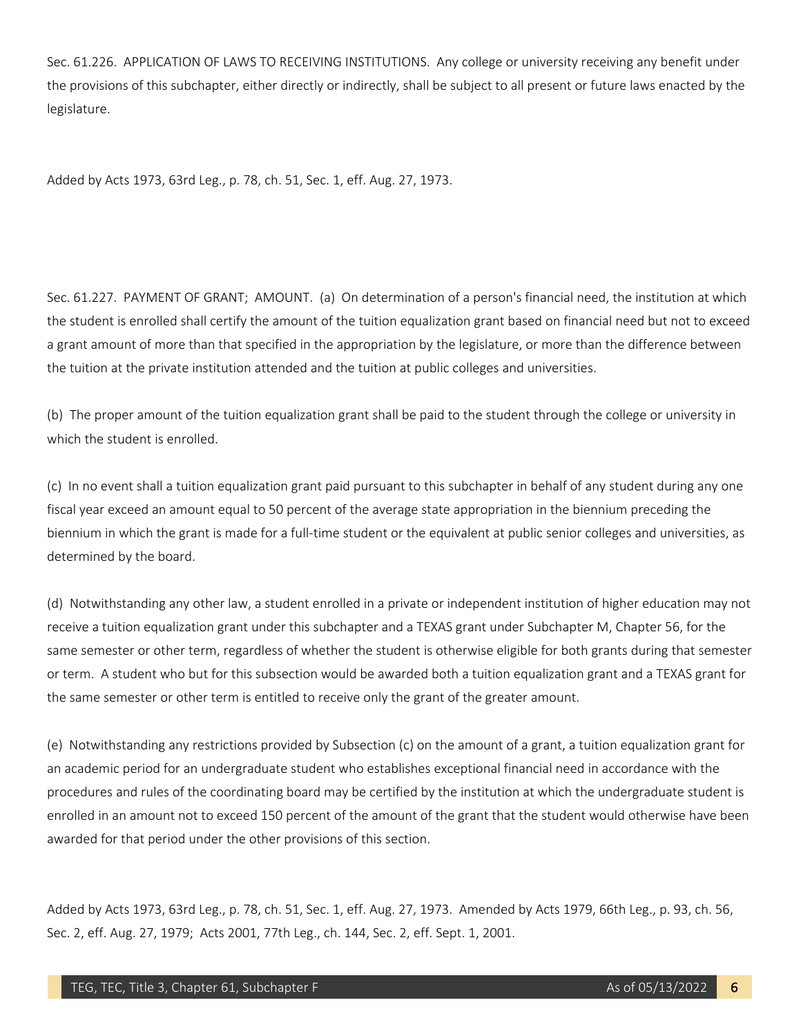Sec. 61.226. APPLICATION OF LAWS TO RECEIVING INSTITUTIONS. Any college or university receiving any benefit under the provisions of this subchapter, either directly or indirectly, shall be subject to all present or future laws enacted by the legislature.

Added by Acts 1973, 63rd Leg., p. 78, ch. 51, Sec. 1, eff. Aug. 27, 1973.

Sec. 61.227. PAYMENT OF GRANT; AMOUNT. (a) On determination of a person's financial need, the institution at which the student is enrolled shall certify the amount of the tuition equalization grant based on financial need but not to exceed a grant amount of more than that specified in the appropriation by the legislature, or more than the difference between the tuition at the private institution attended and the tuition at public colleges and universities.

(b) The proper amount of the tuition equalization grant shall be paid to the student through the college or university in which the student is enrolled.

(c) In no event shall a tuition equalization grant paid pursuant to this subchapter in behalf of any student during any one fiscal year exceed an amount equal to 50 percent of the average state appropriation in the biennium preceding the biennium in which the grant is made for a full-time student or the equivalent at public senior colleges and universities, as determined by the board.

(d) Notwithstanding any other law, a student enrolled in a private or independent institution of higher education may not receive a tuition equalization grant under this subchapter and a TEXAS grant under Subchapter M, Chapter 56, for the same semester or other term, regardless of whether the student is otherwise eligible for both grants during that semester or term. A student who but for this subsection would be awarded both a tuition equalization grant and a TEXAS grant for the same semester or other term is entitled to receive only the grant of the greater amount.

(e) Notwithstanding any restrictions provided by Subsection (c) on the amount of a grant, a tuition equalization grant for an academic period for an undergraduate student who establishes exceptional financial need in accordance with the procedures and rules of the coordinating board may be certified by the institution at which the undergraduate student is enrolled in an amount not to exceed 150 percent of the amount of the grant that the student would otherwise have been awarded for that period under the other provisions of this section.

Added by Acts 1973, 63rd Leg., p. 78, ch. 51, Sec. 1, eff. Aug. 27, 1973. Amended by Acts 1979, 66th Leg., p. 93, ch. 56, Sec. 2, eff. Aug. 27, 1979; Acts 2001, 77th Leg., ch. 144, Sec. 2, eff. Sept. 1, 2001.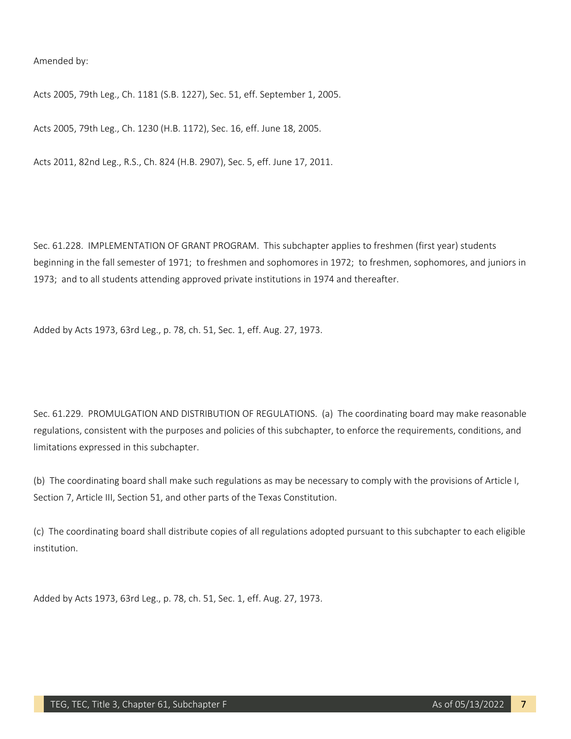Amended by:

Acts 2005, 79th Leg., Ch. 1181 (S.B. 1227), Sec. 51, eff. September 1, 2005.

Acts 2005, 79th Leg., Ch. 1230 (H.B. 1172), Sec. 16, eff. June 18, 2005.

Acts 2011, 82nd Leg., R.S., Ch. 824 (H.B. 2907), Sec. 5, eff. June 17, 2011.

Sec. 61.228. IMPLEMENTATION OF GRANT PROGRAM. This subchapter applies to freshmen (first year) students beginning in the fall semester of 1971; to freshmen and sophomores in 1972; to freshmen, sophomores, and juniors in 1973; and to all students attending approved private institutions in 1974 and thereafter.

Added by Acts 1973, 63rd Leg., p. 78, ch. 51, Sec. 1, eff. Aug. 27, 1973.

Sec. 61.229. PROMULGATION AND DISTRIBUTION OF REGULATIONS. (a) The coordinating board may make reasonable regulations, consistent with the purposes and policies of this subchapter, to enforce the requirements, conditions, and limitations expressed in this subchapter.

(b) The coordinating board shall make such regulations as may be necessary to comply with the provisions of Article I, Section 7, Article III, Section 51, and other parts of the Texas Constitution.

(c) The coordinating board shall distribute copies of all regulations adopted pursuant to this subchapter to each eligible institution.

Added by Acts 1973, 63rd Leg., p. 78, ch. 51, Sec. 1, eff. Aug. 27, 1973.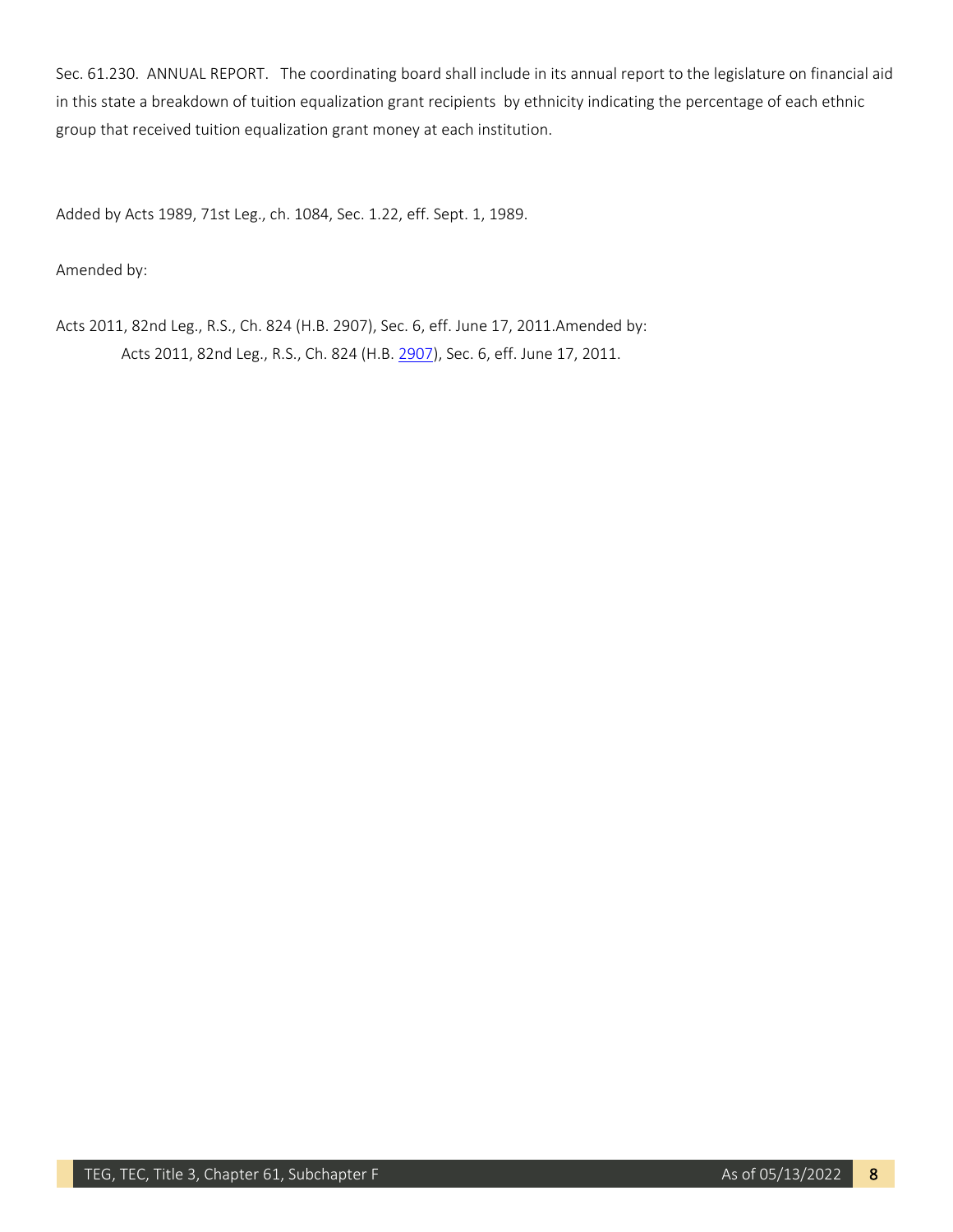Sec. 61.230. ANNUAL REPORT. The coordinating board shall include in its annual report to the legislature on financial aid in this state a breakdown of tuition equalization grant recipients by ethnicity indicating the percentage of each ethnic group that received tuition equalization grant money at each institution.

Added by Acts 1989, 71st Leg., ch. 1084, Sec. 1.22, eff. Sept. 1, 1989.

Amended by:

Acts 2011, 82nd Leg., R.S., Ch. 824 (H.B. 2907), Sec. 6, eff. June 17, 2011.Amended by:

Acts 2011, 82nd Leg., R.S., Ch. 824 (H.B. 2907), Sec. 6, eff. June 17, 2011.